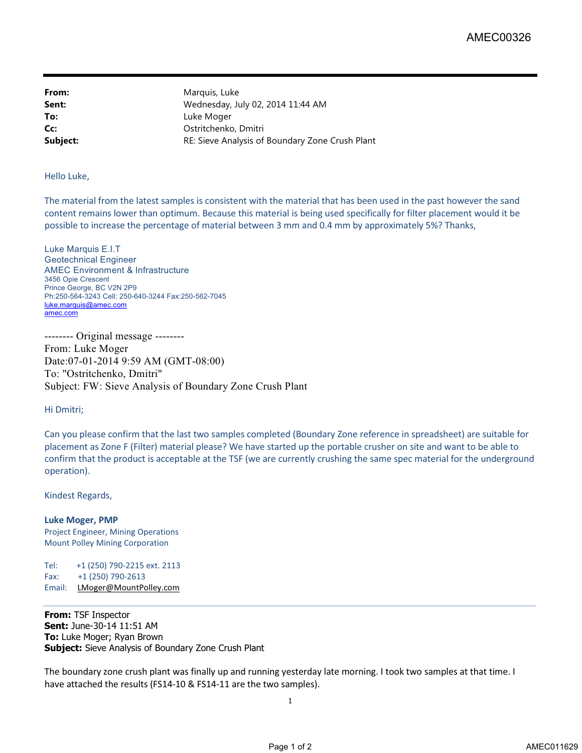| | |
|---|---|
| **From:** | Marquis, Luke |
| **Sent:** | Wednesday, July 02, 2014 11:44 AM |
| **To:** | Luke Moger |
| **Cc:** | Ostritchenko, Dmitri |
| **Subject:** | RE: Sieve Analysis of Boundary Zone Crush Plant |

Hello Luke,

The material from the latest samples is consistent with the material that has been used in the past however the sand content remains lower than optimum. Because this material is being used specifically for filter placement would it be possible to increase the percentage of material between 3 mm and 0.4 mm by approximately 5%? Thanks,

Luke Marquis E.I.T
Geotechnical Engineer
AMEC Environment & Infrastructure
3456 Opie Crescent
Prince George, BC V2N 2P9
Ph:250-564-3243 Cell: 250-640-3244 Fax:250-562-7045
luke.marquis@amec.com
amec.com

-------- Original message --------
From: Luke Moger
Date:07-01-2014 9:59 AM (GMT-08:00)
To: "Ostritchenko, Dmitri"
Subject: FW: Sieve Analysis of Boundary Zone Crush Plant

Hi Dmitri;

Can you please confirm that the last two samples completed (Boundary Zone reference in spreadsheet) are suitable for placement as Zone F (Filter) material please? We have started up the portable crusher on site and want to be able to confirm that the product is acceptable at the TSF (we are currently crushing the same spec material for the underground operation).

Kindest Regards,

**Luke Moger, PMP**
Project Engineer, Mining Operations
Mount Polley Mining Corporation

Tel: +1 (250) 790-2215 ext. 2113
Fax: +1 (250) 790-2613
Email: LMoger@MountPolley.com

---

**From:** TSF Inspector
**Sent:** June-30-14 11:51 AM
**To:** Luke Moger; Ryan Brown
**Subject:** Sieve Analysis of Boundary Zone Crush Plant

The boundary zone crush plant was finally up and running yesterday late morning. I took two samples at that time. I have attached the results (FS14-10 & FS14-11 are the two samples).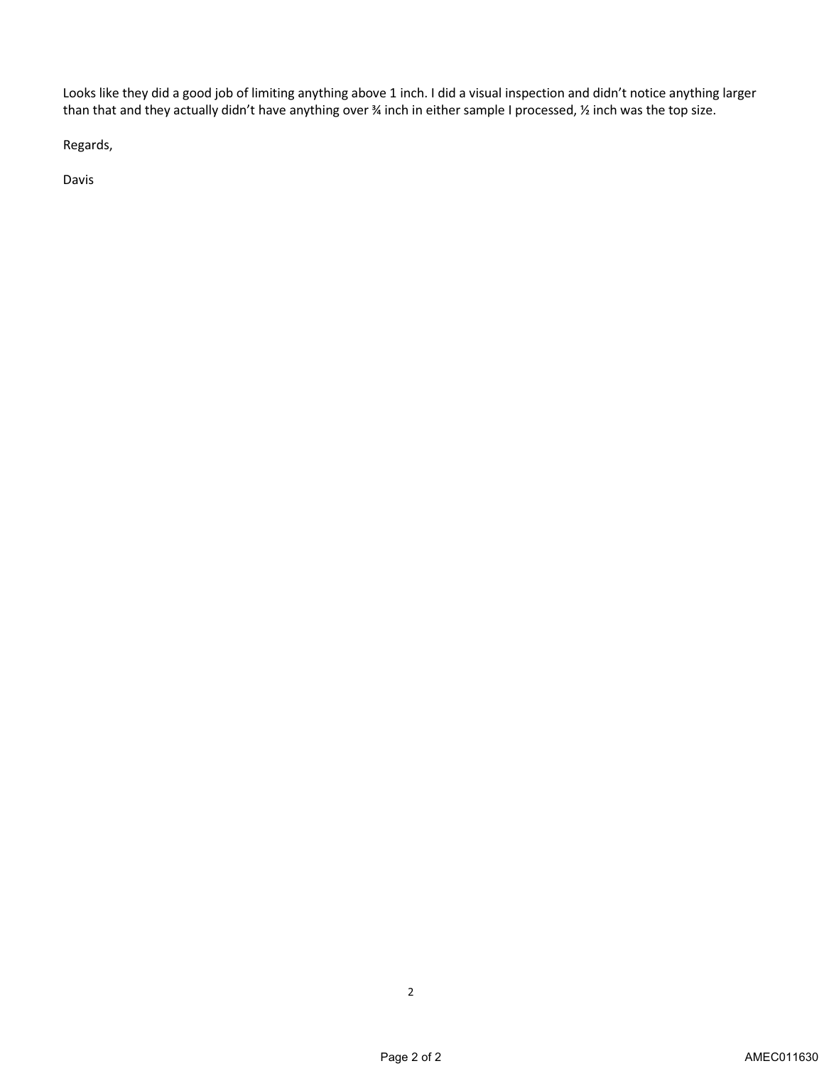Looks like they did a good job of limiting anything above 1 inch. I did a visual inspection and didn't notice anything larger than that and they actually didn't have anything over ¾ inch in either sample I processed, ½ inch was the top size.

Regards,

Davis